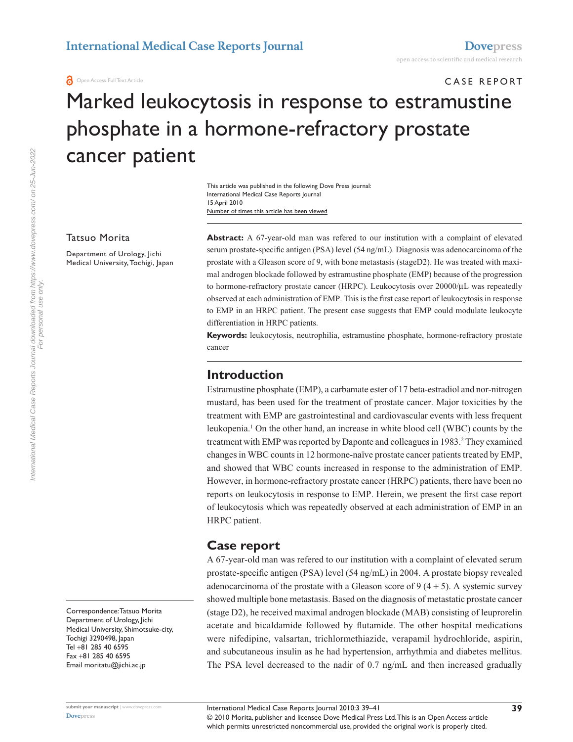CASE REPORT

# Marked leukocytosis in response to estramustine phosphate in a hormone-refractory prostate cancer patient

This article was published in the following Dove Press journal:
International Medical Case Reports Journal
15 April 2010
Number of times this article has been viewed

Tatsuo Morita

Department of Urology, Jichi Medical University, Tochigi, Japan

**Abstract:** A 67-year-old man was refered to our institution with a complaint of elevated serum prostate-specific antigen (PSA) level (54 ng/mL). Diagnosis was adenocarcinoma of the prostate with a Gleason score of 9, with bone metastasis (stageD2). He was treated with maximal androgen blockade followed by estramustine phosphate (EMP) because of the progression to hormone-refractory prostate cancer (HRPC). Leukocytosis over 20000/µL was repeatedly observed at each administration of EMP. This is the first case report of leukocytosis in response to EMP in an HRPC patient. The present case suggests that EMP could modulate leukocyte differentiation in HRPC patients.

**Keywords:** leukocytosis, neutrophilia, estramustine phosphate, hormone-refractory prostate cancer

## Introduction

Estramustine phosphate (EMP), a carbamate ester of 17 beta-estradiol and nor-nitrogen mustard, has been used for the treatment of prostate cancer. Major toxicities by the treatment with EMP are gastrointestinal and cardiovascular events with less frequent leukopenia.[1] On the other hand, an increase in white blood cell (WBC) counts by the treatment with EMP was reported by Daponte and colleagues in 1983.[2] They examined changes in WBC counts in 12 hormone-naïve prostate cancer patients treated by EMP, and showed that WBC counts increased in response to the administration of EMP. However, in hormone-refractory prostate cancer (HRPC) patients, there have been no reports on leukocytosis in response to EMP. Herein, we present the first case report of leukocytosis which was repeatedly observed at each administration of EMP in an HRPC patient.

## Case report

A 67-year-old man was refered to our institution with a complaint of elevated serum prostate-specific antigen (PSA) level (54 ng/mL) in 2004. A prostate biopsy revealed adenocarcinoma of the prostate with a Gleason score of 9 (4 + 5). A systemic survey showed multiple bone metastasis. Based on the diagnosis of metastatic prostate cancer (stage D2), he received maximal androgen blockade (MAB) consisting of leuprorelin acetate and bicaldamide followed by flutamide. The other hospital medications were nifedipine, valsartan, trichlormethiazide, verapamil hydrochloride, aspirin, and subcutaneous insulin as he had hypertension, arrhythmia and diabetes mellitus. The PSA level decreased to the nadir of 0.7 ng/mL and then increased gradually

Correspondence: Tatsuo Morita
Department of Urology, Jichi Medical University, Shimotsuke-city, Tochigi 3290498, Japan
Tel +81 285 40 6595
Fax +81 285 40 6595
Email moritatu@jichi.ac.jp

© 2010 Morita, publisher and licensee Dove Medical Press Ltd. This is an Open Access article which permits unrestricted noncommercial use, provided the original work is properly cited.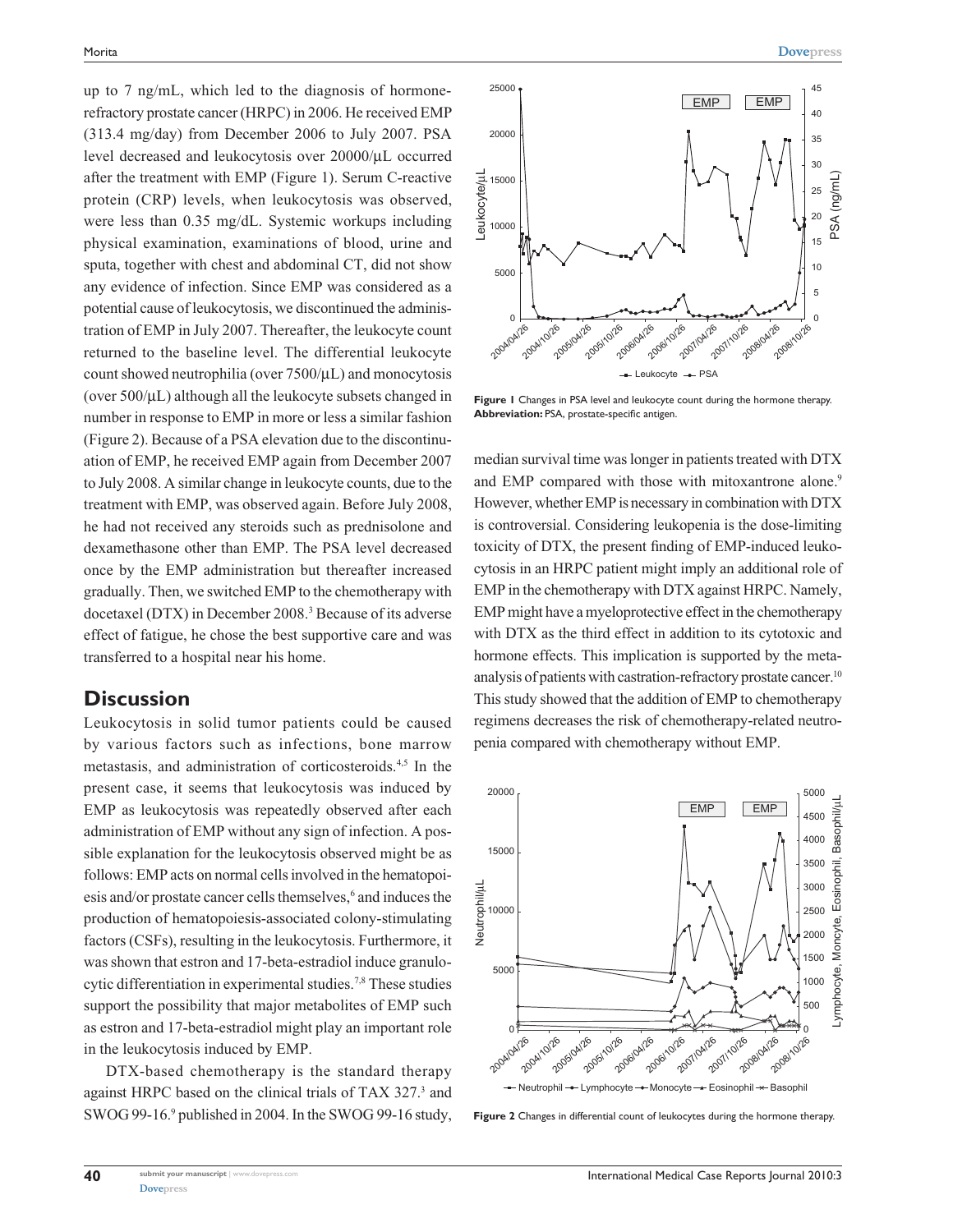up to 7 ng/mL, which led to the diagnosis of hormone-refractory prostate cancer (HRPC) in 2006. He received EMP (313.4 mg/day) from December 2006 to July 2007. PSA level decreased and leukocytosis over 20000/μL occurred after the treatment with EMP (Figure 1). Serum C-reactive protein (CRP) levels, when leukocytosis was observed, were less than 0.35 mg/dL. Systemic workups including physical examination, examinations of blood, urine and sputa, together with chest and abdominal CT, did not show any evidence of infection. Since EMP was considered as a potential cause of leukocytosis, we discontinued the administration of EMP in July 2007. Thereafter, the leukocyte count returned to the baseline level. The differential leukocyte count showed neutrophilia (over 7500/μL) and monocytosis (over 500/μL) although all the leukocyte subsets changed in number in response to EMP in more or less a similar fashion (Figure 2). Because of a PSA elevation due to the discontinuation of EMP, he received EMP again from December 2007 to July 2008. A similar change in leukocyte counts, due to the treatment with EMP, was observed again. Before July 2008, he had not received any steroids such as prednisolone and dexamethasone other than EMP. The PSA level decreased once by the EMP administration but thereafter increased gradually. Then, we switched EMP to the chemotherapy with docetaxel (DTX) in December 2008.[3] Because of its adverse effect of fatigue, he chose the best supportive care and was transferred to a hospital near his home.

## Discussion

Leukocytosis in solid tumor patients could be caused by various factors such as infections, bone marrow metastasis, and administration of corticosteroids.[4,5] In the present case, it seems that leukocytosis was induced by EMP as leukocytosis was repeatedly observed after each administration of EMP without any sign of infection. A possible explanation for the leukocytosis observed might be as follows: EMP acts on normal cells involved in the hematopoiesis and/or prostate cancer cells themselves,[6] and induces the production of hematopoiesis-associated colony-stimulating factors (CSFs), resulting in the leukocytosis. Furthermore, it was shown that estron and 17-beta-estradiol induce granulocytic differentiation in experimental studies.[7,8] These studies support the possibility that major metabolites of EMP such as estron and 17-beta-estradiol might play an important role in the leukocytosis induced by EMP.

DTX-based chemotherapy is the standard therapy against HRPC based on the clinical trials of TAX 327.[3] and SWOG 99-16.[9] published in 2004. In the SWOG 99-16 study, median survival time was longer in patients treated with DTX and EMP compared with those with mitoxantrone alone.[9] However, whether EMP is necessary in combination with DTX is controversial. Considering leukopenia is the dose-limiting toxicity of DTX, the present finding of EMP-induced leukocytosis in an HRPC patient might imply an additional role of EMP in the chemotherapy with DTX against HRPC. Namely, EMP might have a myeloprotective effect in the chemotherapy with DTX as the third effect in addition to its cytotoxic and hormone effects. This implication is supported by the meta-analysis of patients with castration-refractory prostate cancer.[10] This study showed that the addition of EMP to chemotherapy regimens decreases the risk of chemotherapy-related neutropenia compared with chemotherapy without EMP.

**Figure 1** Changes in PSA level and leukocyte count during the hormone therapy.
**Abbreviation:** PSA, prostate-specific antigen.

**Figure 2** Changes in differential count of leukocytes during the hormone therapy.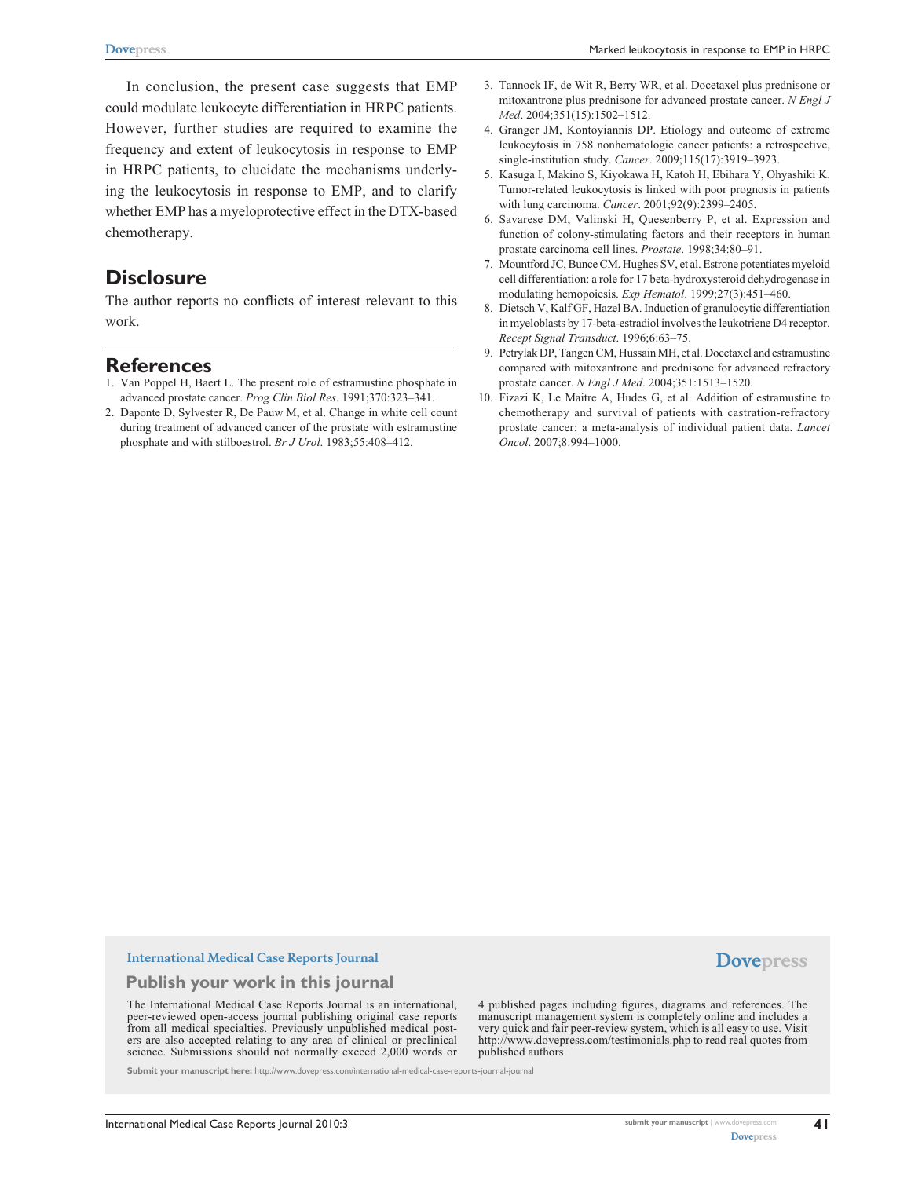In conclusion, the present case suggests that EMP could modulate leukocyte differentiation in HRPC patients. However, further studies are required to examine the frequency and extent of leukocytosis in response to EMP in HRPC patients, to elucidate the mechanisms underlying the leukocytosis in response to EMP, and to clarify whether EMP has a myeloprotective effect in the DTX-based chemotherapy.

## Disclosure

The author reports no conflicts of interest relevant to this work.

## References

1. Van Poppel H, Baert L. The present role of estramustine phosphate in advanced prostate cancer. *Prog Clin Biol Res*. 1991;370:323–341.
2. Daponte D, Sylvester R, De Pauw M, et al. Change in white cell count during treatment of advanced cancer of the prostate with estramustine phosphate and with stilboestrol. *Br J Urol*. 1983;55:408–412.
3. Tannock IF, de Wit R, Berry WR, et al. Docetaxel plus prednisone or mitoxantrone plus prednisone for advanced prostate cancer. *N Engl J Med*. 2004;351(15):1502–1512.
4. Granger JM, Kontoyiannis DP. Etiology and outcome of extreme leukocytosis in 758 nonhematologic cancer patients: a retrospective, single-institution study. *Cancer*. 2009;115(17):3919–3923.
5. Kasuga I, Makino S, Kiyokawa H, Katoh H, Ebihara Y, Ohyashiki K. Tumor-related leukocytosis is linked with poor prognosis in patients with lung carcinoma. *Cancer*. 2001;92(9):2399–2405.
6. Savarese DM, Valinski H, Quesenberry P, et al. Expression and function of colony-stimulating factors and their receptors in human prostate carcinoma cell lines. *Prostate*. 1998;34:80–91.
7. Mountford JC, Bunce CM, Hughes SV, et al. Estrone potentiates myeloid cell differentiation: a role for 17 beta-hydroxysteroid dehydrogenase in modulating hemopoiesis. *Exp Hematol*. 1999;27(3):451–460.
8. Dietsch V, Kalf GF, Hazel BA. Induction of granulocytic differentiation in myeloblasts by 17-beta-estradiol involves the leukotriene D4 receptor. *Recept Signal Transduct*. 1996;6:63–75.
9. Petrylak DP, Tangen CM, Hussain MH, et al. Docetaxel and estramustine compared with mitoxantrone and prednisone for advanced refractory prostate cancer. *N Engl J Med*. 2004;351:1513–1520.
10. Fizazi K, Le Maitre A, Hudes G, et al. Addition of estramustine to chemotherapy and survival of patients with castration-refractory prostate cancer: a meta-analysis of individual patient data. *Lancet Oncol*. 2007;8:994–1000.

**International Medical Case Reports Journal**

**Publish your work in this journal**

The International Medical Case Reports Journal is an international, peer-reviewed open-access journal publishing original case reports from all medical specialties. Previously unpublished medical posters are also accepted relating to any area of clinical or preclinical science. Submissions should not normally exceed 2,000 words or 4 published pages including figures, diagrams and references. The manuscript management system is completely online and includes a very quick and fair peer-review system, which is all easy to use. Visit http://www.dovepress.com/testimonials.php to read real quotes from published authors.

**Submit your manuscript here:** http://www.dovepress.com/international-medical-case-reports-journal-journal